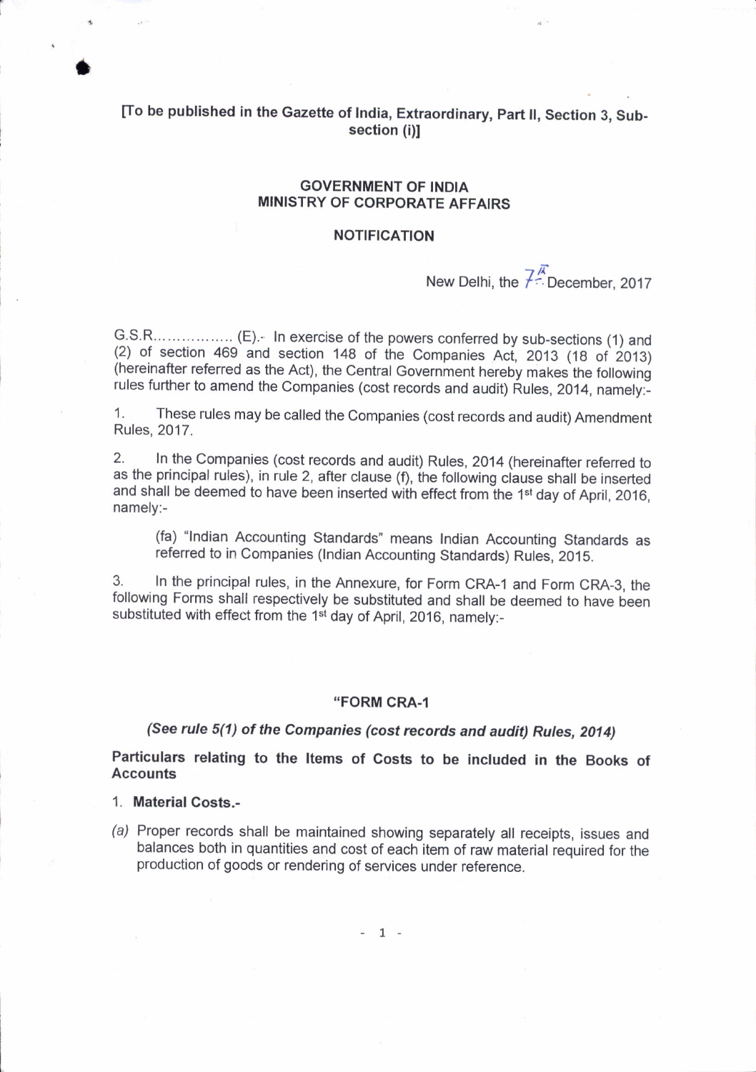[To be published in the Gazette of India, Extraordinary, Part II, Section 3, Sub-section (i)]

**GOVERNMENT OF INDIA**
**MINISTRY OF CORPORATE AFFAIRS**

**NOTIFICATION**

New Delhi, the 7th December, 2017

G.S.R................ (E).- In exercise of the powers conferred by sub-sections (1) and (2) of section 469 and section 148 of the Companies Act, 2013 (18 of 2013) (hereinafter referred as the Act), the Central Government hereby makes the following rules further to amend the Companies (cost records and audit) Rules, 2014, namely:-

1. These rules may be called the Companies (cost records and audit) Amendment Rules, 2017.

2. In the Companies (cost records and audit) Rules, 2014 (hereinafter referred to as the principal rules), in rule 2, after clause (f), the following clause shall be inserted and shall be deemed to have been inserted with effect from the 1st day of April, 2016, namely:-

   (fa) "Indian Accounting Standards" means Indian Accounting Standards as referred to in Companies (Indian Accounting Standards) Rules, 2015.

3. In the principal rules, in the Annexure, for Form CRA-1 and Form CRA-3, the following Forms shall respectively be substituted and shall be deemed to have been substituted with effect from the 1st day of April, 2016, namely:-

**"FORM CRA-1**

***(See rule 5(1) of the Companies (cost records and audit) Rules, 2014)***

**Particulars relating to the Items of Costs to be included in the Books of Accounts**

1. **Material Costs.-**

*(a)* Proper records shall be maintained showing separately all receipts, issues and balances both in quantities and cost of each item of raw material required for the production of goods or rendering of services under reference.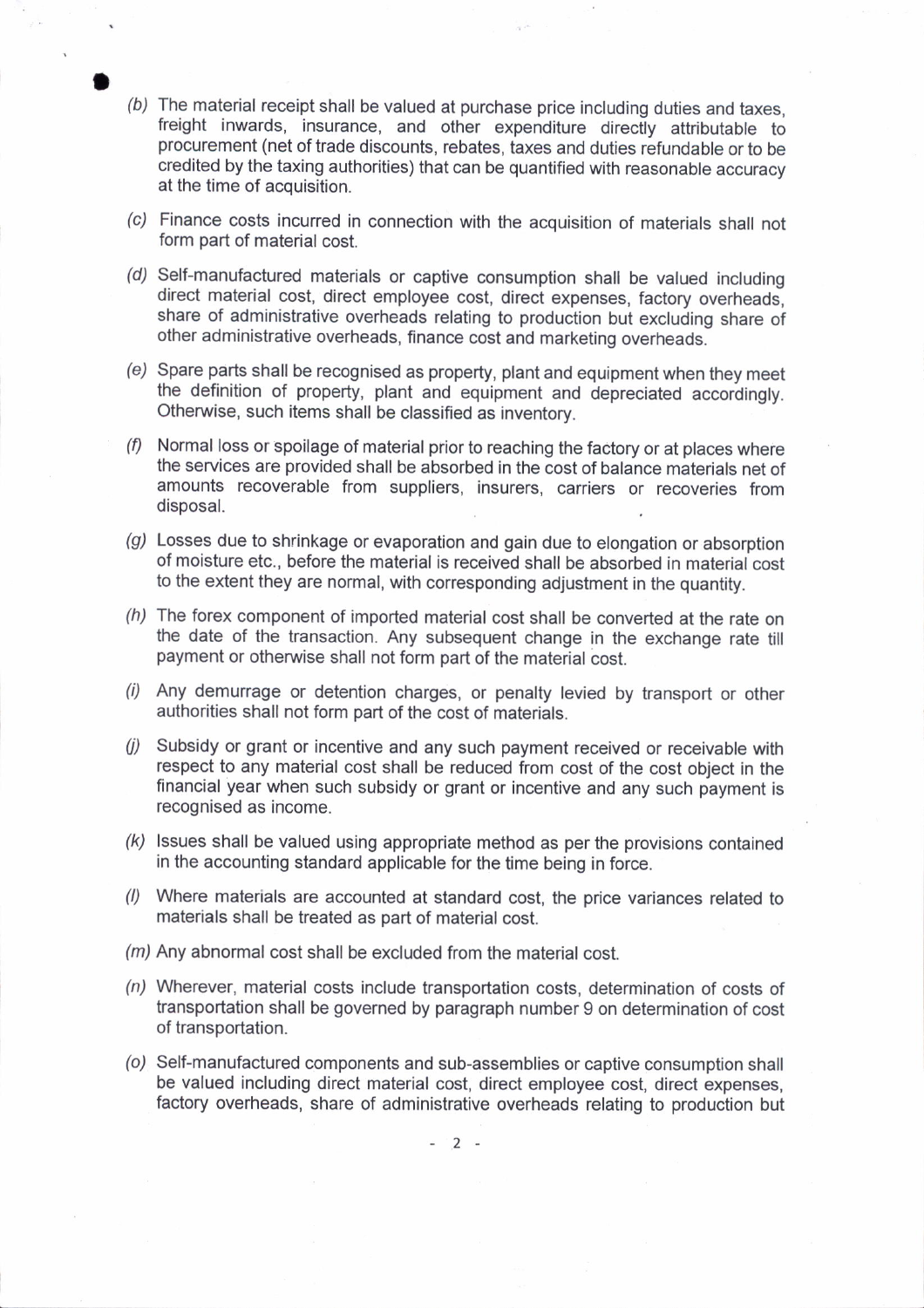(b) The material receipt shall be valued at purchase price including duties and taxes, freight inwards, insurance, and other expenditure directly attributable to procurement (net of trade discounts, rebates, taxes and duties refundable or to be credited by the taxing authorities) that can be quantified with reasonable accuracy at the time of acquisition.

(c) Finance costs incurred in connection with the acquisition of materials shall not form part of material cost.

(d) Self-manufactured materials or captive consumption shall be valued including direct material cost, direct employee cost, direct expenses, factory overheads, share of administrative overheads relating to production but excluding share of other administrative overheads, finance cost and marketing overheads.

(e) Spare parts shall be recognised as property, plant and equipment when they meet the definition of property, plant and equipment and depreciated accordingly. Otherwise, such items shall be classified as inventory.

(f) Normal loss or spoilage of material prior to reaching the factory or at places where the services are provided shall be absorbed in the cost of balance materials net of amounts recoverable from suppliers, insurers, carriers or recoveries from disposal.

(g) Losses due to shrinkage or evaporation and gain due to elongation or absorption of moisture etc., before the material is received shall be absorbed in material cost to the extent they are normal, with corresponding adjustment in the quantity.

(h) The forex component of imported material cost shall be converted at the rate on the date of the transaction. Any subsequent change in the exchange rate till payment or otherwise shall not form part of the material cost.

(i) Any demurrage or detention charges, or penalty levied by transport or other authorities shall not form part of the cost of materials.

(j) Subsidy or grant or incentive and any such payment received or receivable with respect to any material cost shall be reduced from cost of the cost object in the financial year when such subsidy or grant or incentive and any such payment is recognised as income.

(k) Issues shall be valued using appropriate method as per the provisions contained in the accounting standard applicable for the time being in force.

(l) Where materials are accounted at standard cost, the price variances related to materials shall be treated as part of material cost.

(m) Any abnormal cost shall be excluded from the material cost.

(n) Wherever, material costs include transportation costs, determination of costs of transportation shall be governed by paragraph number 9 on determination of cost of transportation.

(o) Self-manufactured components and sub-assemblies or captive consumption shall be valued including direct material cost, direct employee cost, direct expenses, factory overheads, share of administrative overheads relating to production but